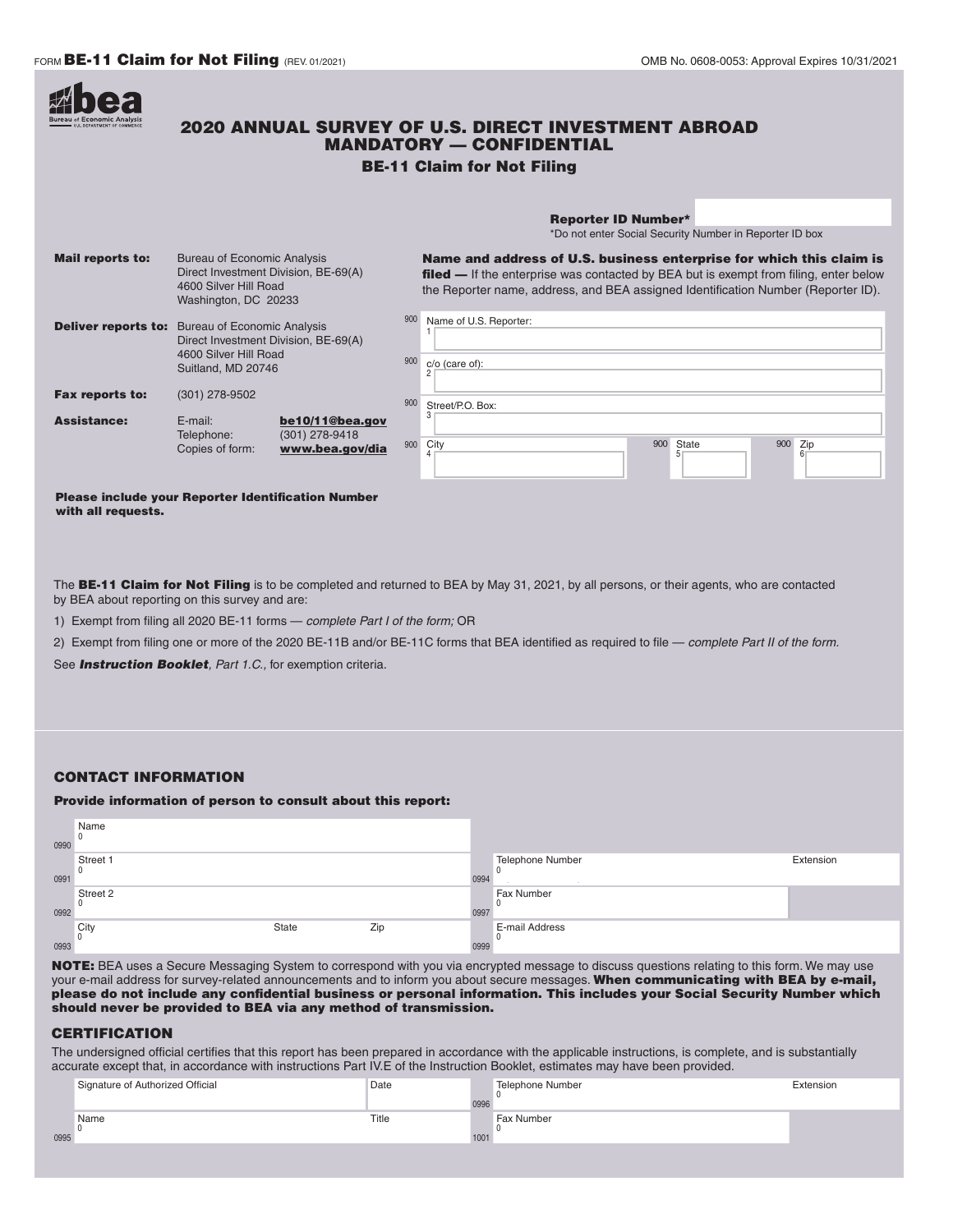FORM **BE-11 Claim for Not Filing** (REV. 01/2021)

OMB No. 0608-0053: Approval Expires 10/31/2021

bea Bureau of Economic Analysis U.S. DEPARTMENT OF COMMERCE

# 2020 ANNUAL SURVEY OF U.S. DIRECT INVESTMENT ABROAD MANDATORY — CONFIDENTIAL

## BE-11 Claim for Not Filing

**Reporter ID Number***

*Do not enter Social Security Number in Reporter ID box

**Mail reports to:** Bureau of Economic Analysis
Direct Investment Division, BE-69(A)
4600 Silver Hill Road
Washington, DC 20233

**Deliver reports to:** Bureau of Economic Analysis
Direct Investment Division, BE-69(A)
4600 Silver Hill Road
Suitland, MD 20746

**Fax reports to:** (301) 278-9502

**Assistance:**
E-mail: **be10/11@bea.gov**
Telephone: (301) 278-9418
Copies of form: **www.bea.gov/dia**

**Please include your Reporter Identification Number with all requests.**

**Name and address of U.S. business enterprise for which this claim is filed —** If the enterprise was contacted by BEA but is exempt from filing, enter below the Reporter name, address, and BEA assigned Identification Number (Reporter ID).

| | |
|---|---|
| 900 1 | Name of U.S. Reporter: |
| 900 2 | c/o (care of): |
| 900 3 | Street/P.O. Box: |
| 900 4 | City |
| 900 5 | State |
| 900 6 | Zip |

The **BE-11 Claim for Not Filing** is to be completed and returned to BEA by May 31, 2021, by all persons, or their agents, who are contacted by BEA about reporting on this survey and are:

1) Exempt from filing all 2020 BE-11 forms — *complete Part I of the form;* OR

2) Exempt from filing one or more of the 2020 BE-11B and/or BE-11C forms that BEA identified as required to file — *complete Part II of the form.*

See ***Instruction Booklet**, Part 1.C.,* for exemption criteria.

### CONTACT INFORMATION

**Provide information of person to consult about this report:**

| | | | |
|---|---|---|---|
| 0990 | Name 0 | | |
| 0991 | Street 1 0 | 0994 | Telephone Number 0 — Extension |
| 0992 | Street 2 0 | 0997 | Fax Number 0 |
| 0993 | City 0 — State — Zip | 0999 | E-mail Address 0 |

**NOTE:** BEA uses a Secure Messaging System to correspond with you via encrypted message to discuss questions relating to this form. We may use your e-mail address for survey-related announcements and to inform you about secure messages. **When communicating with BEA by e-mail, please do not include any confidential business or personal information. This includes your Social Security Number which should never be provided to BEA via any method of transmission.**

### CERTIFICATION

The undersigned official certifies that this report has been prepared in accordance with the applicable instructions, is complete, and is substantially accurate except that, in accordance with instructions Part IV.E of the Instruction Booklet, estimates may have been provided.

| | | | |
|---|---|---|---|
| | Signature of Authorized Official — Date | 0996 | Telephone Number 0 — Extension |
| 0995 | Name 0 — Title | 1001 | Fax Number 0 |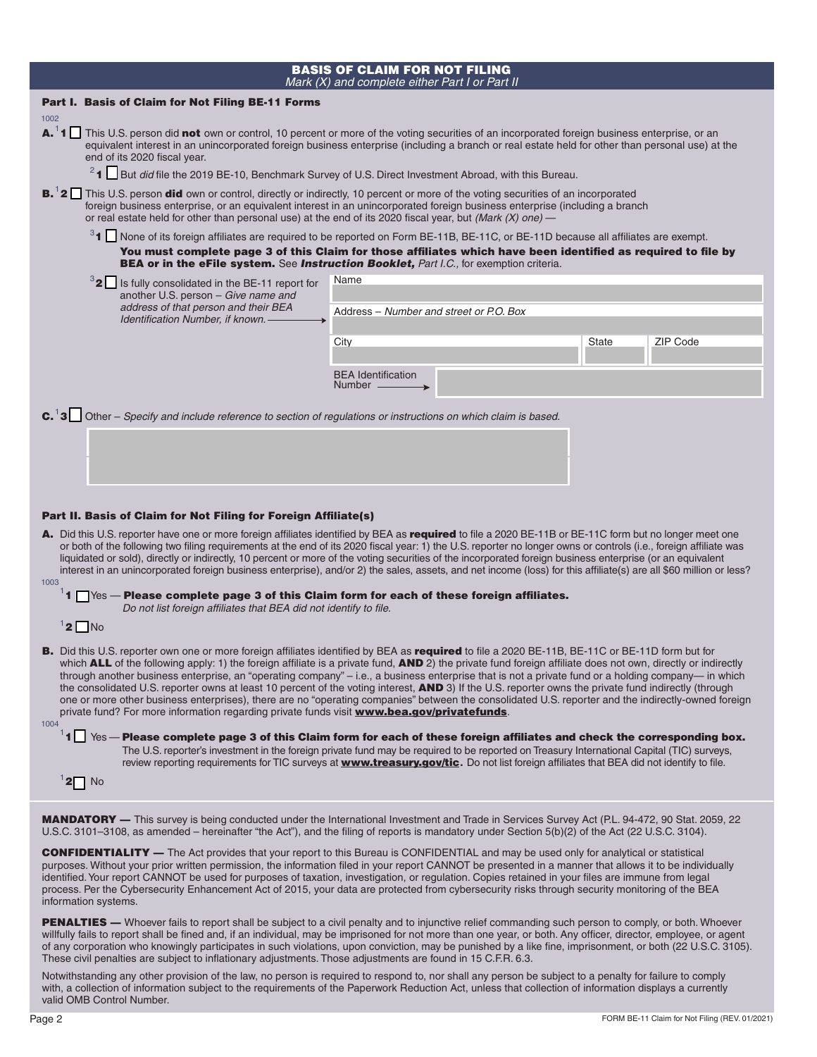## BASIS OF CLAIM FOR NOT FILING

*Mark (X) and complete either Part I or Part II*

### Part I. Basis of Claim for Not Filing BE-11 Forms

1002

**A.** [1] **1** ☐ This U.S. person did **not** own or control, 10 percent or more of the voting securities of an incorporated foreign business enterprise, or an equivalent interest in an unincorporated foreign business enterprise (including a branch or real estate held for other than personal use) at the end of its 2020 fiscal year.

[2] **1** ☐ But *did* file the 2019 BE-10, Benchmark Survey of U.S. Direct Investment Abroad, with this Bureau.

**B.** [1] **2** ☐ This U.S. person **did** own or control, directly or indirectly, 10 percent or more of the voting securities of an incorporated foreign business enterprise, or an equivalent interest in an unincorporated foreign business enterprise (including a branch or real estate held for other than personal use) at the end of its 2020 fiscal year, but *(Mark (X) one)* —

[3] **1** ☐ None of its foreign affiliates are required to be reported on Form BE-11B, BE-11C, or BE-11D because all affiliates are exempt.
**You must complete page 3 of this Claim for those affiliates which have been identified as required to file by BEA or in the eFile system.** See ***Instruction Booklet,*** *Part I.C.,* for exemption criteria.

[3] **2** ☐ Is fully consolidated in the BE-11 report for another U.S. person – *Give name and address of that person and their BEA Identification Number, if known.* →

Name

Address – *Number and street or P.O. Box*

City | State | ZIP Code

BEA Identification Number →

**C.** [1] **3** ☐ Other – *Specify and include reference to section of regulations or instructions on which claim is based.*

### Part II. Basis of Claim for Not Filing for Foreign Affiliate(s)

**A.** Did this U.S. reporter have one or more foreign affiliates identified by BEA as **required** to file a 2020 BE-11B or BE-11C form but no longer meet one or both of the following two filing requirements at the end of its 2020 fiscal year: 1) the U.S. reporter no longer owns or controls (i.e., foreign affiliate was liquidated or sold), directly or indirectly, 10 percent or more of the voting securities of the incorporated foreign business enterprise (or an equivalent interest in an unincorporated foreign business enterprise), and/or 2) the sales, assets, and net income (loss) for this affiliate(s) are all $60 million or less?

1003

[1] **1** ☐ Yes — **Please complete page 3 of this Claim form for each of these foreign affiliates.**
*Do not list foreign affiliates that BEA did not identify to file.*

[1] **2** ☐ No

**B.** Did this U.S. reporter own one or more foreign affiliates identified by BEA as **required** to file a 2020 BE-11B, BE-11C or BE-11D form but for which **ALL** of the following apply: 1) the foreign affiliate is a private fund, **AND** 2) the private fund foreign affiliate does not own, directly or indirectly through another business enterprise, an "operating company" – i.e., a business enterprise that is not a private fund or a holding company— in which the consolidated U.S. reporter owns at least 10 percent of the voting interest, **AND** 3) If the U.S. reporter owns the private fund indirectly (through one or more other business enterprises), there are no "operating companies" between the consolidated U.S. reporter and the indirectly-owned foreign private fund? For more information regarding private funds visit **www.bea.gov/privatefunds**.

1004

[1] **1** ☐ Yes — **Please complete page 3 of this Claim form for each of these foreign affiliates and check the corresponding box.**
The U.S. reporter's investment in the foreign private fund may be required to be reported on Treasury International Capital (TIC) surveys, review reporting requirements for TIC surveys at **www.treasury.gov/tic.** Do not list foreign affiliates that BEA did not identify to file.

[1] **2** ☐ No

**MANDATORY —** This survey is being conducted under the International Investment and Trade in Services Survey Act (P.L. 94-472, 90 Stat. 2059, 22 U.S.C. 3101–3108, as amended – hereinafter "the Act"), and the filing of reports is mandatory under Section 5(b)(2) of the Act (22 U.S.C. 3104).

**CONFIDENTIALITY —** The Act provides that your report to this Bureau is CONFIDENTIAL and may be used only for analytical or statistical purposes. Without your prior written permission, the information filed in your report CANNOT be presented in a manner that allows it to be individually identified. Your report CANNOT be used for purposes of taxation, investigation, or regulation. Copies retained in your files are immune from legal process. Per the Cybersecurity Enhancement Act of 2015, your data are protected from cybersecurity risks through security monitoring of the BEA information systems.

**PENALTIES —** Whoever fails to report shall be subject to a civil penalty and to injunctive relief commanding such person to comply, or both. Whoever willfully fails to report shall be fined and, if an individual, may be imprisoned for not more than one year, or both. Any officer, director, employee, or agent of any corporation who knowingly participates in such violations, upon conviction, may be punished by a like fine, imprisonment, or both (22 U.S.C. 3105). These civil penalties are subject to inflationary adjustments. Those adjustments are found in 15 C.F.R. 6.3.

Notwithstanding any other provision of the law, no person is required to respond to, nor shall any person be subject to a penalty for failure to comply with, a collection of information subject to the requirements of the Paperwork Reduction Act, unless that collection of information displays a currently valid OMB Control Number.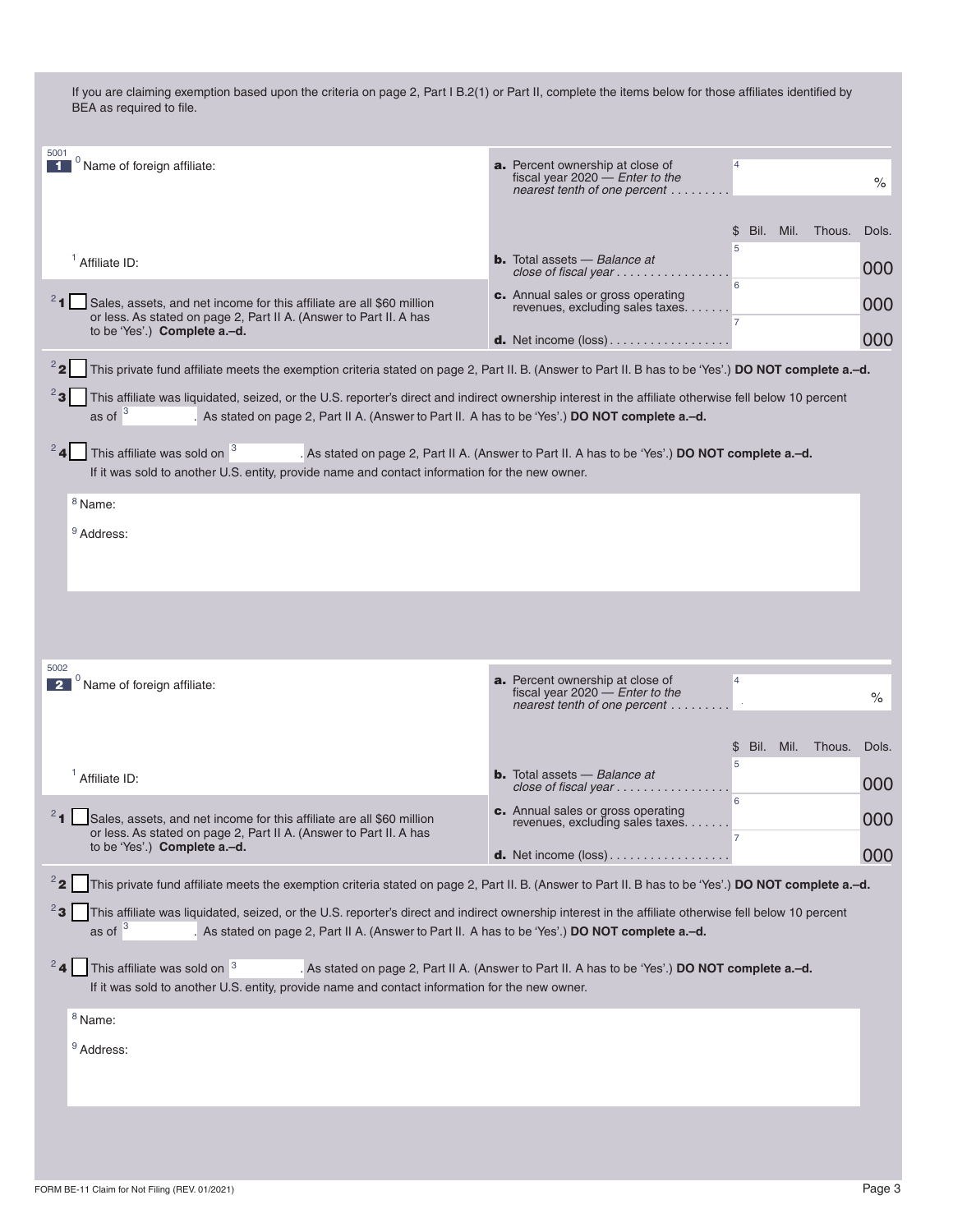If you are claiming exemption based upon the criteria on page 2, Part I B.2(1) or Part II, complete the items below for those affiliates identified by BEA as required to file.

5001

**1** [0] Name of foreign affiliate:

[1] Affiliate ID:

| | | $ Bil. Mil. Thous. Dols. |
|---|---|---|
| **a.** Percent ownership at close of fiscal year 2020 — *Enter to the nearest tenth of one percent* | 4 | % |
| **b.** Total assets — *Balance at close of fiscal year* | 5 | 000 |
| **c.** Annual sales or gross operating revenues, excluding sales taxes | 6 | 000 |
| **d.** Net income (loss) | 7 | 000 |

[2] **1** ☐ Sales, assets, and net income for this affiliate are all $60 million or less. As stated on page 2, Part II A. (Answer to Part II. A has to be 'Yes'.) **Complete a.–d.**

[2] **2** ☐ This private fund affiliate meets the exemption criteria stated on page 2, Part II. B. (Answer to Part II. B has to be 'Yes'.) **DO NOT complete a.–d.**

[2] **3** ☐ This affiliate was liquidated, seized, or the U.S. reporter's direct and indirect ownership interest in the affiliate otherwise fell below 10 percent as of [3] ________. As stated on page 2, Part II A. (Answer to Part II. A has to be 'Yes'.) **DO NOT complete a.–d.**

[2] **4** ☐ This affiliate was sold on [3] ________. As stated on page 2, Part II A. (Answer to Part II. A has to be 'Yes'.) **DO NOT complete a.–d.**
If it was sold to another U.S. entity, provide name and contact information for the new owner.

[8] Name:

[9] Address:

5002

**2** [0] Name of foreign affiliate:

[1] Affiliate ID:

| | | $ Bil. Mil. Thous. Dols. |
|---|---|---|
| **a.** Percent ownership at close of fiscal year 2020 — *Enter to the nearest tenth of one percent* | 4 | % |
| **b.** Total assets — *Balance at close of fiscal year* | 5 | 000 |
| **c.** Annual sales or gross operating revenues, excluding sales taxes | 6 | 000 |
| **d.** Net income (loss) | 7 | 000 |

[2] **1** ☐ Sales, assets, and net income for this affiliate are all $60 million or less. As stated on page 2, Part II A. (Answer to Part II. A has to be 'Yes'.) **Complete a.–d.**

[2] **2** ☐ This private fund affiliate meets the exemption criteria stated on page 2, Part II. B. (Answer to Part II. B has to be 'Yes'.) **DO NOT complete a.–d.**

[2] **3** ☐ This affiliate was liquidated, seized, or the U.S. reporter's direct and indirect ownership interest in the affiliate otherwise fell below 10 percent as of [3] ________. As stated on page 2, Part II A. (Answer to Part II. A has to be 'Yes'.) **DO NOT complete a.–d.**

[2] **4** ☐ This affiliate was sold on [3] ________. As stated on page 2, Part II A. (Answer to Part II. A has to be 'Yes'.) **DO NOT complete a.–d.**
If it was sold to another U.S. entity, provide name and contact information for the new owner.

[8] Name:

[9] Address:

FORM BE-11 Claim for Not Filing (REV. 01/2021)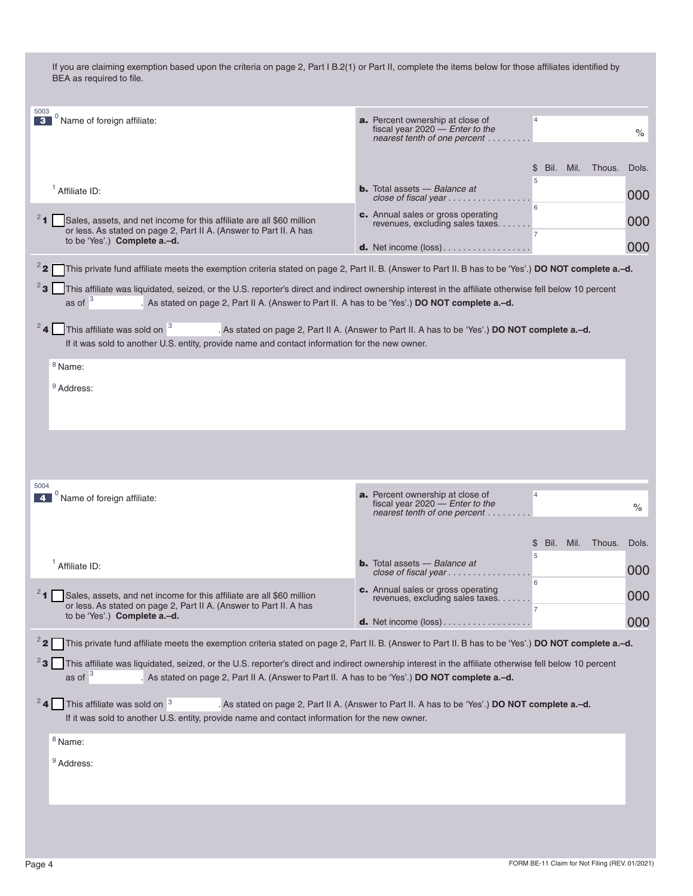If you are claiming exemption based upon the criteria on page 2, Part I B.2(1) or Part II, complete the items below for those affiliates identified by BEA as required to file.

5003

**3** [0] Name of foreign affiliate:

[1] Affiliate ID:

[2] **1** ☐ Sales, assets, and net income for this affiliate are all $60 million or less. As stated on page 2, Part II A. (Answer to Part II. A has to be 'Yes'.) **Complete a.–d.**

| | | $ Bil. Mil. Thous. Dols. |
|---|---|---|
| **a.** Percent ownership at close of fiscal year 2020 — *Enter to the nearest tenth of one percent* | [4] | % |
| **b.** Total assets — *Balance at close of fiscal year* | [5] | 000 |
| **c.** Annual sales or gross operating revenues, excluding sales taxes | [6] | 000 |
| **d.** Net income (loss) | [7] | 000 |

[2] **2** ☐ This private fund affiliate meets the exemption criteria stated on page 2, Part II. B. (Answer to Part II. B has to be 'Yes'.) **DO NOT complete a.–d.**

[2] **3** ☐ This affiliate was liquidated, seized, or the U.S. reporter's direct and indirect ownership interest in the affiliate otherwise fell below 10 percent as of [3] ______. As stated on page 2, Part II A. (Answer to Part II. A has to be 'Yes'.) **DO NOT complete a.–d.**

[2] **4** ☐ This affiliate was sold on [3] ______. As stated on page 2, Part II A. (Answer to Part II. A has to be 'Yes'.) **DO NOT complete a.–d.**
If it was sold to another U.S. entity, provide name and contact information for the new owner.

[8] Name:

[9] Address:

5004

**4** [0] Name of foreign affiliate:

[1] Affiliate ID:

[2] **1** ☐ Sales, assets, and net income for this affiliate are all $60 million or less. As stated on page 2, Part II A. (Answer to Part II. A has to be 'Yes'.) **Complete a.–d.**

| | | $ Bil. Mil. Thous. Dols. |
|---|---|---|
| **a.** Percent ownership at close of fiscal year 2020 — *Enter to the nearest tenth of one percent* | [4] | % |
| **b.** Total assets — *Balance at close of fiscal year* | [5] | 000 |
| **c.** Annual sales or gross operating revenues, excluding sales taxes | [6] | 000 |
| **d.** Net income (loss) | [7] | 000 |

[2] **2** ☐ This private fund affiliate meets the exemption criteria stated on page 2, Part II. B. (Answer to Part II. B has to be 'Yes'.) **DO NOT complete a.–d.**

[2] **3** ☐ This affiliate was liquidated, seized, or the U.S. reporter's direct and indirect ownership interest in the affiliate otherwise fell below 10 percent as of [3] ______. As stated on page 2, Part II A. (Answer to Part II. A has to be 'Yes'.) **DO NOT complete a.–d.**

[2] **4** ☐ This affiliate was sold on [3] ______. As stated on page 2, Part II A. (Answer to Part II. A has to be 'Yes'.) **DO NOT complete a.–d.**
If it was sold to another U.S. entity, provide name and contact information for the new owner.

[8] Name:

[9] Address: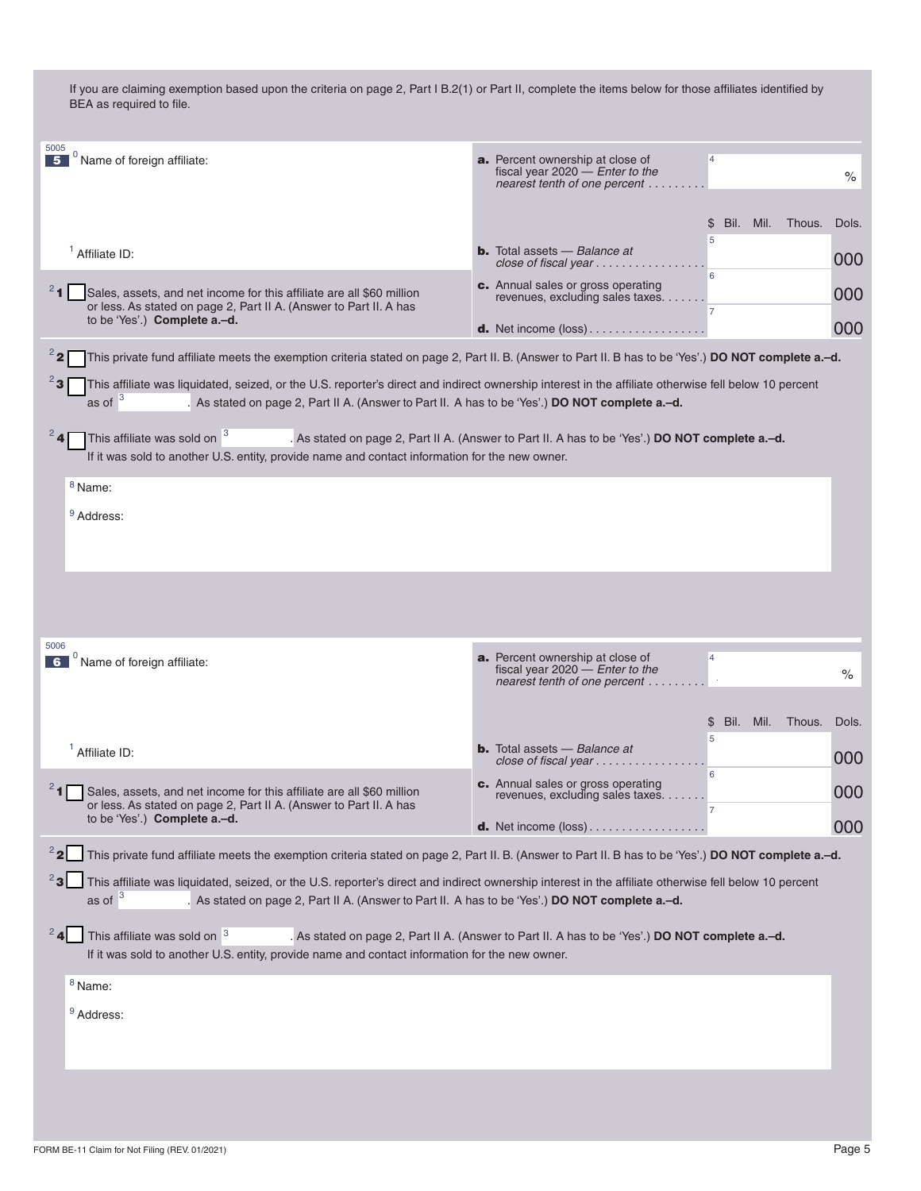If you are claiming exemption based upon the criteria on page 2, Part I B.2(1) or Part II, complete the items below for those affiliates identified by BEA as required to file.

5005

**5** [0] Name of foreign affiliate:

[1] Affiliate ID:

[2] **1** ☐ Sales, assets, and net income for this affiliate are all $60 million or less. As stated on page 2, Part II A. (Answer to Part II. A has to be 'Yes'.) **Complete a.–d.**

| | | $ Bil. Mil. Thous. Dols. |
|---|---|---|
| **a.** Percent ownership at close of fiscal year 2020 — *Enter to the nearest tenth of one percent* | [4] | % |
| **b.** Total assets — *Balance at close of fiscal year* | [5] | 000 |
| **c.** Annual sales or gross operating revenues, excluding sales taxes | [6] | 000 |
| **d.** Net income (loss) | [7] | 000 |

[2] **2** ☐ This private fund affiliate meets the exemption criteria stated on page 2, Part II. B. (Answer to Part II. B has to be 'Yes'.) **DO NOT complete a.–d.**

[2] **3** ☐ This affiliate was liquidated, seized, or the U.S. reporter's direct and indirect ownership interest in the affiliate otherwise fell below 10 percent as of [3] ________. As stated on page 2, Part II A. (Answer to Part II. A has to be 'Yes'.) **DO NOT complete a.–d.**

[2] **4** ☐ This affiliate was sold on [3] ________. As stated on page 2, Part II A. (Answer to Part II. A has to be 'Yes'.) **DO NOT complete a.–d.**
If it was sold to another U.S. entity, provide name and contact information for the new owner.

[8] Name:

[9] Address:

5006

**6** [0] Name of foreign affiliate:

[1] Affiliate ID:

[2] **1** ☐ Sales, assets, and net income for this affiliate are all $60 million or less. As stated on page 2, Part II A. (Answer to Part II. A has to be 'Yes'.) **Complete a.–d.**

| | | $ Bil. Mil. Thous. Dols. |
|---|---|---|
| **a.** Percent ownership at close of fiscal year 2020 — *Enter to the nearest tenth of one percent* | [4] | % |
| **b.** Total assets — *Balance at close of fiscal year* | [5] | 000 |
| **c.** Annual sales or gross operating revenues, excluding sales taxes | [6] | 000 |
| **d.** Net income (loss) | [7] | 000 |

[2] **2** ☐ This private fund affiliate meets the exemption criteria stated on page 2, Part II. B. (Answer to Part II. B has to be 'Yes'.) **DO NOT complete a.–d.**

[2] **3** ☐ This affiliate was liquidated, seized, or the U.S. reporter's direct and indirect ownership interest in the affiliate otherwise fell below 10 percent as of [3] ________. As stated on page 2, Part II A. (Answer to Part II. A has to be 'Yes'.) **DO NOT complete a.–d.**

[2] **4** ☐ This affiliate was sold on [3] ________. As stated on page 2, Part II A. (Answer to Part II. A has to be 'Yes'.) **DO NOT complete a.–d.**
If it was sold to another U.S. entity, provide name and contact information for the new owner.

[8] Name:

[9] Address:

FORM BE-11 Claim for Not Filing (REV. 01/2021)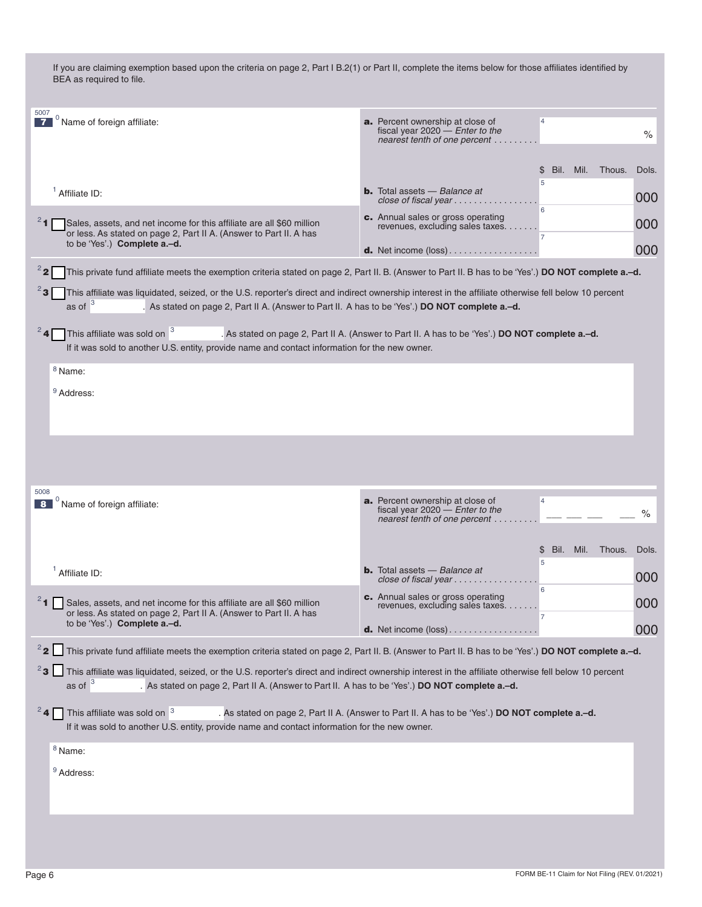If you are claiming exemption based upon the criteria on page 2, Part I B.2(1) or Part II, complete the items below for those affiliates identified by BEA as required to file.

5007

**7** [0] Name of foreign affiliate:

[1] Affiliate ID:

| | | |
|---|---|---|
| **a.** Percent ownership at close of fiscal year 2020 — *Enter to the nearest tenth of one percent* | [4] | % |
| | $ Bil. Mil. Thous. | Dols. |
| **b.** Total assets — *Balance at close of fiscal year* | [5] | 000 |
| **c.** Annual sales or gross operating revenues, excluding sales taxes | [6] | 000 |
| **d.** Net income (loss) | [7] | 000 |

[2] **1** ☐ Sales, assets, and net income for this affiliate are all $60 million or less. As stated on page 2, Part II A. (Answer to Part II. A has to be 'Yes'.) **Complete a.–d.**

[2] **2** ☐ This private fund affiliate meets the exemption criteria stated on page 2, Part II. B. (Answer to Part II. B has to be 'Yes'.) **DO NOT complete a.–d.**

[2] **3** ☐ This affiliate was liquidated, seized, or the U.S. reporter's direct and indirect ownership interest in the affiliate otherwise fell below 10 percent as of [3] ________ . As stated on page 2, Part II A. (Answer to Part II. A has to be 'Yes'.) **DO NOT complete a.–d.**

[2] **4** ☐ This affiliate was sold on [3] ________ . As stated on page 2, Part II A. (Answer to Part II. A has to be 'Yes'.) **DO NOT complete a.–d.**
If it was sold to another U.S. entity, provide name and contact information for the new owner.

[8] Name:

[9] Address:

5008

**8** [0] Name of foreign affiliate:

[1] Affiliate ID:

| | | |
|---|---|---|
| **a.** Percent ownership at close of fiscal year 2020 — *Enter to the nearest tenth of one percent* | [4] ___ ___ ___ ___ | % |
| | $ Bil. Mil. Thous. | Dols. |
| **b.** Total assets — *Balance at close of fiscal year* | [5] | 000 |
| **c.** Annual sales or gross operating revenues, excluding sales taxes | [6] | 000 |
| **d.** Net income (loss) | [7] | 000 |

[2] **1** ☐ Sales, assets, and net income for this affiliate are all $60 million or less. As stated on page 2, Part II A. (Answer to Part II. A has to be 'Yes'.) **Complete a.–d.**

[2] **2** ☐ This private fund affiliate meets the exemption criteria stated on page 2, Part II. B. (Answer to Part II. B has to be 'Yes'.) **DO NOT complete a.–d.**

[2] **3** ☐ This affiliate was liquidated, seized, or the U.S. reporter's direct and indirect ownership interest in the affiliate otherwise fell below 10 percent as of [3] ________ . As stated on page 2, Part II A. (Answer to Part II. A has to be 'Yes'.) **DO NOT complete a.–d.**

[2] **4** ☐ This affiliate was sold on [3] ________ . As stated on page 2, Part II A. (Answer to Part II. A has to be 'Yes'.) **DO NOT complete a.–d.**
If it was sold to another U.S. entity, provide name and contact information for the new owner.

[8] Name:

[9] Address:

FORM BE-11 Claim for Not Filing (REV. 01/2021)